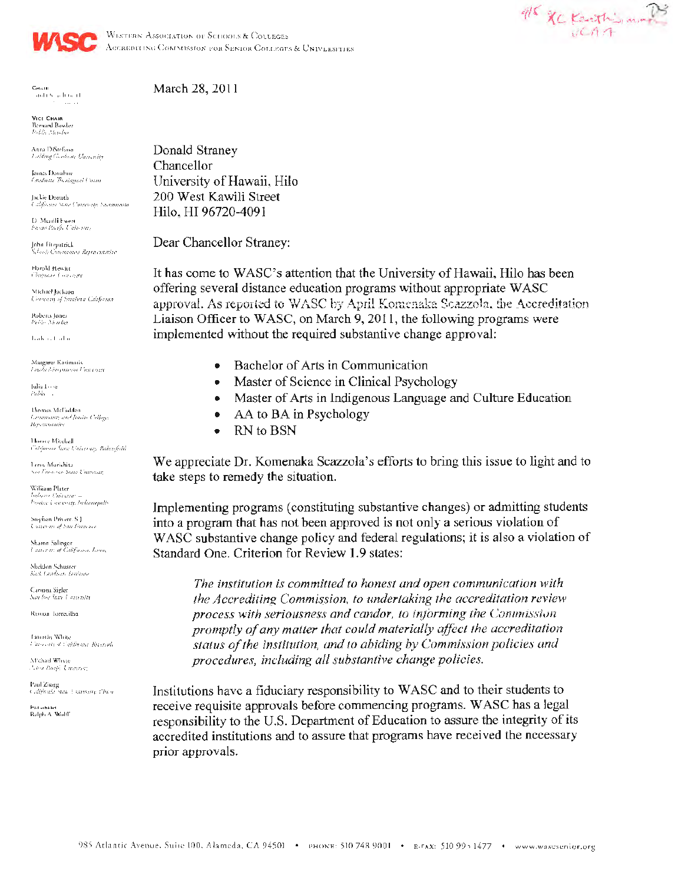**WASC** WESTERN ASSOCIATION OF SCHOOLS & COLLEGES
ACCREDITING COMMISSION FOR SENIOR COLLEGES & UNIVERSITIES

March 28, 2011

Donald Straney
Chancellor
University of Hawaii, Hilo
200 West Kawili Street
Hilo, HI 96720-4091

Dear Chancellor Straney:

It has come to WASC's attention that the University of Hawaii, Hilo has been offering several distance education programs without appropriate WASC approval. As reported to WASC by April Komenaka Scazzola, the Accreditation Liaison Officer to WASC, on March 9, 2011, the following programs were implemented without the required substantive change approval:

- Bachelor of Arts in Communication
- Master of Science in Clinical Psychology
- Master of Arts in Indigenous Language and Culture Education
- AA to BA in Psychology
- RN to BSN

We appreciate Dr. Komenaka Scazzola's efforts to bring this issue to light and to take steps to remedy the situation.

Implementing programs (constituting substantive changes) or admitting students into a program that has not been approved is not only a serious violation of WASC substantive change policy and federal regulations; it is also a violation of Standard One. Criterion for Review 1.9 states:

> *The institution is committed to honest and open communication with the Accrediting Commission, to undertaking the accreditation review process with seriousness and candor, to informing the Commission promptly of any matter that could materially affect the accreditation status of the institution, and to abiding by Commission policies and procedures, including all substantive change policies.*

Institutions have a fiduciary responsibility to WASC and to their students to receive requisite approvals before commencing programs. WASC has a legal responsibility to the U.S. Department of Education to assure the integrity of its accredited institutions and to assure that programs have received the necessary prior approvals.

985 Atlantic Avenue, Suite 100, Alameda, CA 94501 • PHONE: 510 748 9001 • E-FAX: 510 995 1477 • www.wascsenior.org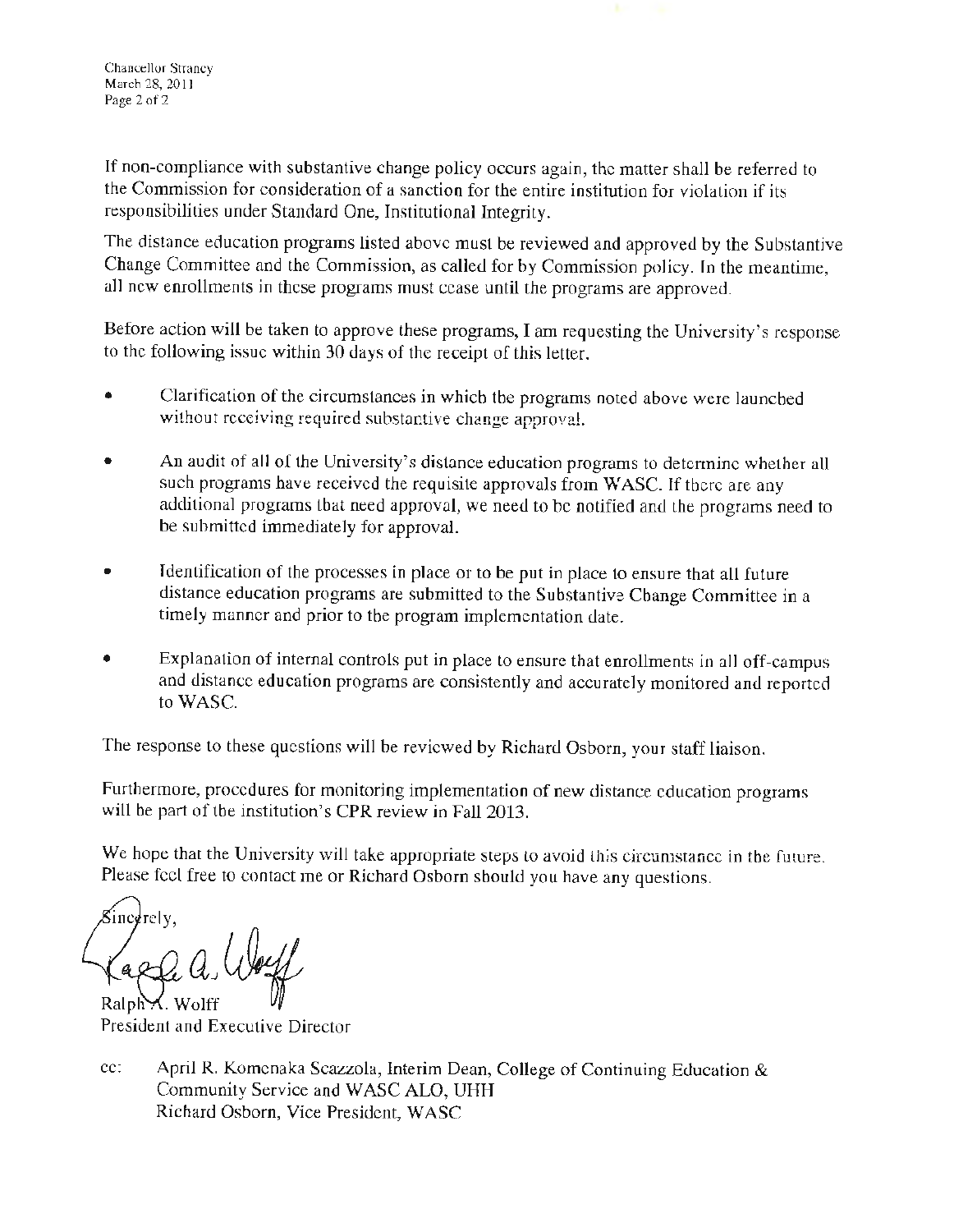If non-compliance with substantive change policy occurs again, the matter shall be referred to the Commission for consideration of a sanction for the entire institution for violation if its responsibilities under Standard One, Institutional Integrity.

The distance education programs listed above must be reviewed and approved by the Substantive Change Committee and the Commission, as called for by Commission policy. In the meantime, all new enrollments in these programs must cease until the programs are approved.

Before action will be taken to approve these programs, I am requesting the University's response to the following issue within 30 days of the receipt of this letter.

- Clarification of the circumstances in which the programs noted above were launched without receiving required substantive change approval.
- An audit of all of the University's distance education programs to determine whether all such programs have received the requisite approvals from WASC. If there are any additional programs that need approval, we need to be notified and the programs need to be submitted immediately for approval.
- Identification of the processes in place or to be put in place to ensure that all future distance education programs are submitted to the Substantive Change Committee in a timely manner and prior to the program implementation date.
- Explanation of internal controls put in place to ensure that enrollments in all off-campus and distance education programs are consistently and accurately monitored and reported to WASC.

The response to these questions will be reviewed by Richard Osborn, your staff liaison.

Furthermore, procedures for monitoring implementation of new distance education programs will be part of the institution's CPR review in Fall 2013.

We hope that the University will take appropriate steps to avoid this circumstance in the future. Please feel free to contact me or Richard Osborn should you have any questions.

Sincerely,

Ralph A. Wolff
President and Executive Director

cc: April R. Komenaka Scazzola, Interim Dean, College of Continuing Education & Community Service and WASC ALO, UHH
Richard Osborn, Vice President, WASC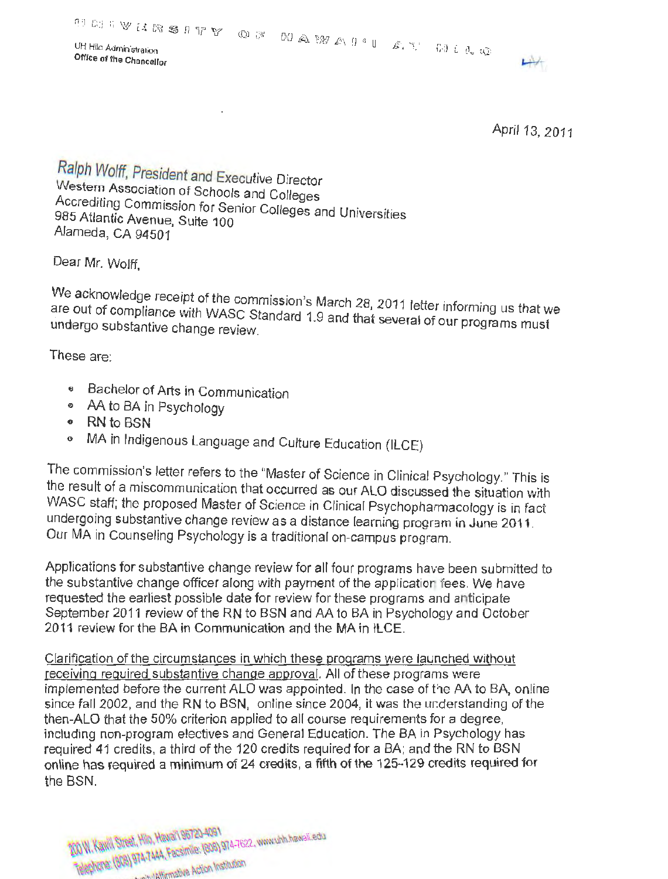UNIVERSITY OF HAWAI'I AT HILO

UH Hilo Administration
Office of the Chancellor

April 13, 2011

Ralph Wolff, President and Executive Director
Western Association of Schools and Colleges
Accrediting Commission for Senior Colleges and Universities
985 Atlantic Avenue, Suite 100
Alameda, CA 94501

Dear Mr. Wolff,

We acknowledge receipt of the commission's March 28, 2011 letter informing us that we are out of compliance with WASC Standard 1.9 and that several of our programs must undergo substantive change review.

These are:

- Bachelor of Arts in Communication
- AA to BA in Psychology
- RN to BSN
- MA in Indigenous Language and Culture Education (ILCE)

The commission's letter refers to the "Master of Science in Clinical Psychology." This is the result of a miscommunication that occurred as our ALO discussed the situation with WASC staff; the proposed Master of Science in Clinical Psychopharmacology is in fact undergoing substantive change review as a distance learning program in June 2011. Our MA in Counseling Psychology is a traditional on-campus program.

Applications for substantive change review for all four programs have been submitted to the substantive change officer along with payment of the application fees. We have requested the earliest possible date for review for these programs and anticipate September 2011 review of the RN to BSN and AA to BA in Psychology and October 2011 review for the BA in Communication and the MA in ILCE.

Clarification of the circumstances in which these programs were launched without receiving required substantive change approval. All of these programs were implemented before the current ALO was appointed. In the case of the AA to BA, online since fall 2002, and the RN to BSN, online since 2004, it was the understanding of the then-ALO that the 50% criterion applied to all course requirements for a degree, including non-program electives and General Education. The BA in Psychology has required 41 credits, a third of the 120 credits required for a BA; and the RN to BSN online has required a minimum of 24 credits, a fifth of the 125-129 credits required for the BSN.

200 W. Kawili Street, Hilo, Hawai'i 96720-4091
Telephone: (808) 974-7444, Facsimile: (808) 974-7622, www.uhh.hawaii.edu
...Affirmative Action Institution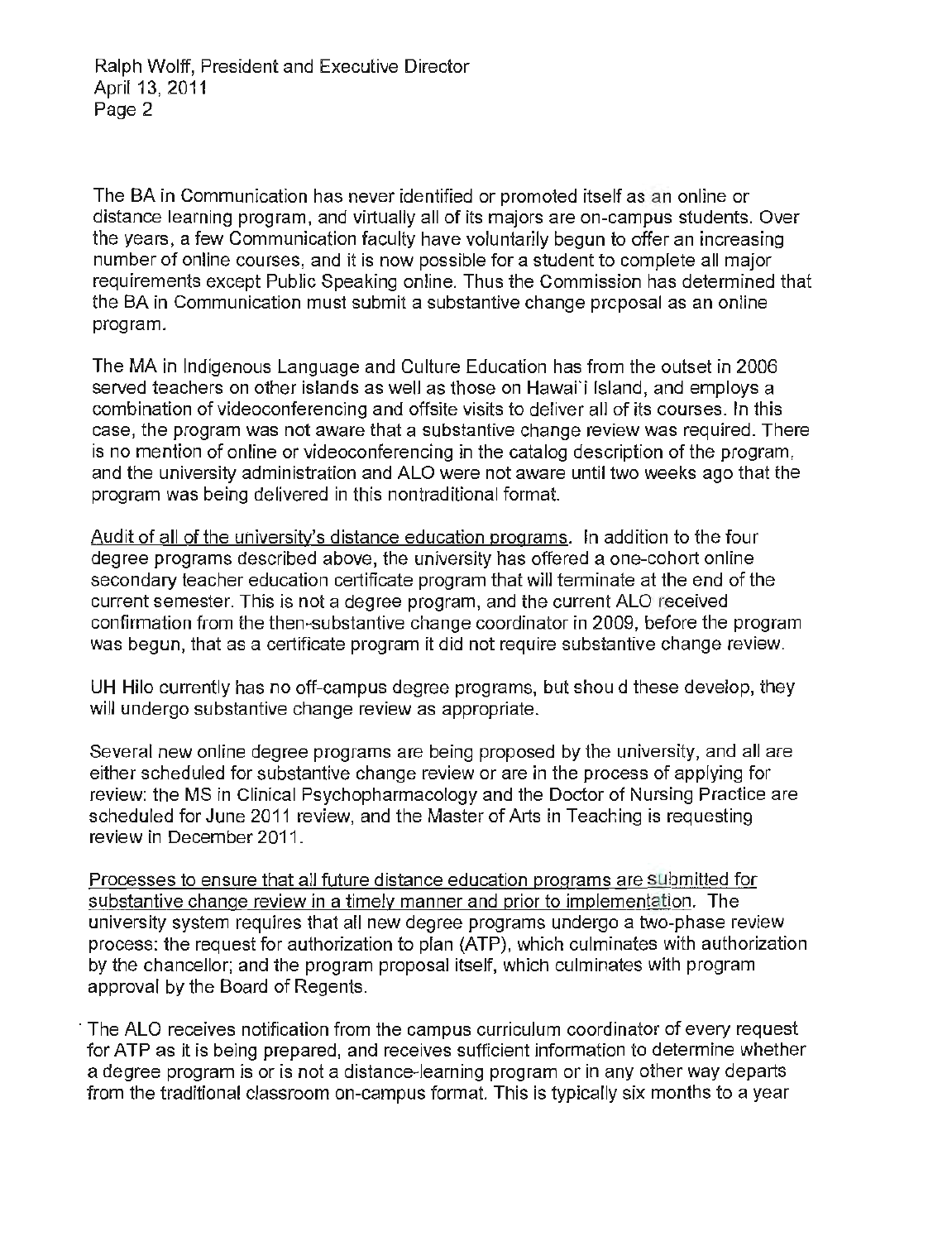The BA in Communication has never identified or promoted itself as an online or distance learning program, and virtually all of its majors are on-campus students. Over the years, a few Communication faculty have voluntarily begun to offer an increasing number of online courses, and it is now possible for a student to complete all major requirements except Public Speaking online. Thus the Commission has determined that the BA in Communication must submit a substantive change proposal as an online program.

The MA in Indigenous Language and Culture Education has from the outset in 2006 served teachers on other islands as well as those on Hawai`i Island, and employs a combination of videoconferencing and offsite visits to deliver all of its courses. In this case, the program was not aware that a substantive change review was required. There is no mention of online or videoconferencing in the catalog description of the program, and the university administration and ALO were not aware until two weeks ago that the program was being delivered in this nontraditional format.

Audit of all of the university's distance education programs. In addition to the four degree programs described above, the university has offered a one-cohort online secondary teacher education certificate program that will terminate at the end of the current semester. This is not a degree program, and the current ALO received confirmation from the then-substantive change coordinator in 2009, before the program was begun, that as a certificate program it did not require substantive change review.

UH Hilo currently has no off-campus degree programs, but shou d these develop, they will undergo substantive change review as appropriate.

Several new online degree programs are being proposed by the university, and all are either scheduled for substantive change review or are in the process of applying for review: the MS in Clinical Psychopharmacology and the Doctor of Nursing Practice are scheduled for June 2011 review, and the Master of Arts in Teaching is requesting review in December 2011.

Processes to ensure that all future distance education programs are submitted for substantive change review in a timely manner and prior to implementation. The university system requires that all new degree programs undergo a two-phase review process: the request for authorization to plan (ATP), which culminates with authorization by the chancellor; and the program proposal itself, which culminates with program approval by the Board of Regents.

The ALO receives notification from the campus curriculum coordinator of every request for ATP as it is being prepared, and receives sufficient information to determine whether a degree program is or is not a distance-learning program or in any other way departs from the traditional classroom on-campus format. This is typically six months to a year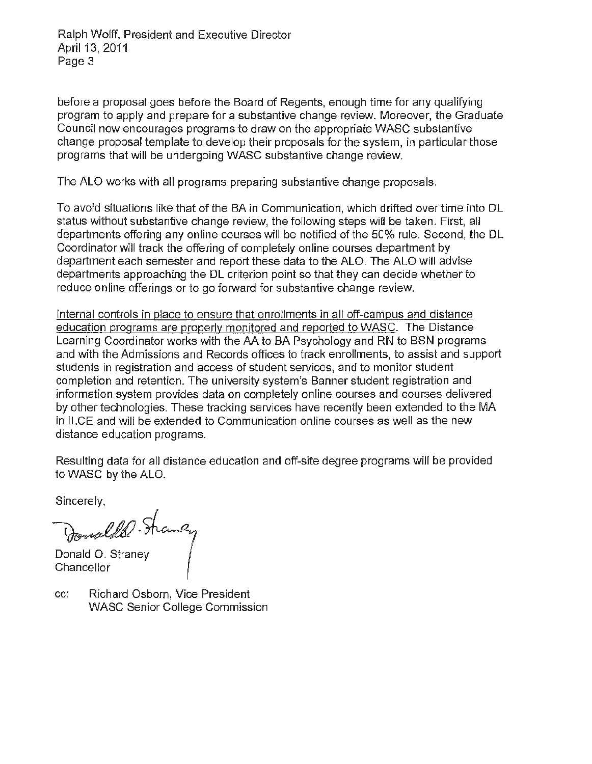before a proposal goes before the Board of Regents, enough time for any qualifying program to apply and prepare for a substantive change review. Moreover, the Graduate Council now encourages programs to draw on the appropriate WASC substantive change proposal template to develop their proposals for the system, in particular those programs that will be undergoing WASC substantive change review.

The ALO works with all programs preparing substantive change proposals.

To avoid situations like that of the BA in Communication, which drifted over time into DL status without substantive change review, the following steps will be taken. First, all departments offering any online courses will be notified of the 50% rule. Second, the DL Coordinator will track the offering of completely online courses department by department each semester and report these data to the ALO. The ALO will advise departments approaching the DL criterion point so that they can decide whether to reduce online offerings or to go forward for substantive change review.

<u>Internal controls in place to ensure that enrollments in all off-campus and distance education programs are properly monitored and reported to WASC.</u> The Distance Learning Coordinator works with the AA to BA Psychology and RN to BSN programs and with the Admissions and Records offices to track enrollments, to assist and support students in registration and access of student services, and to monitor student completion and retention. The university system's Banner student registration and information system provides data on completely online courses and courses delivered by other technologies. These tracking services have recently been extended to the MA in ILCE and will be extended to Communication online courses as well as the new distance education programs.

Resulting data for all distance education and off-site degree programs will be provided to WASC by the ALO.

Sincerely,

Donald O. Straney
Chancellor

cc: Richard Osborn, Vice President
WASC Senior College Commission